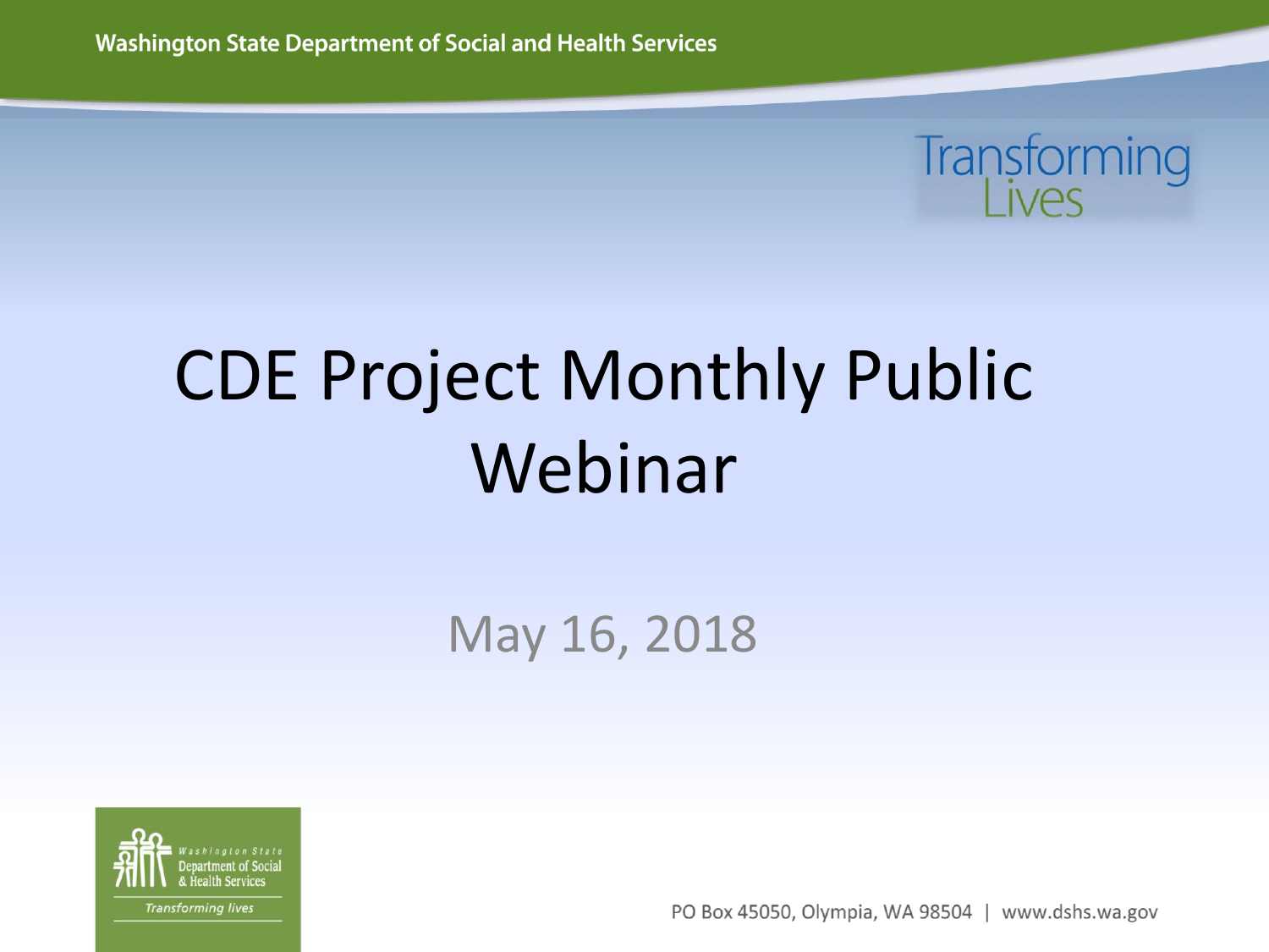Washington State Department of Social and Health Services

Transforming Lives

# CDE Project Monthly Public Webinar

May 16, 2018

Washington State Department of Social & Health Services

*Transforming lives*

PO Box 45050, Olympia, WA 98504 | www.dshs.wa.gov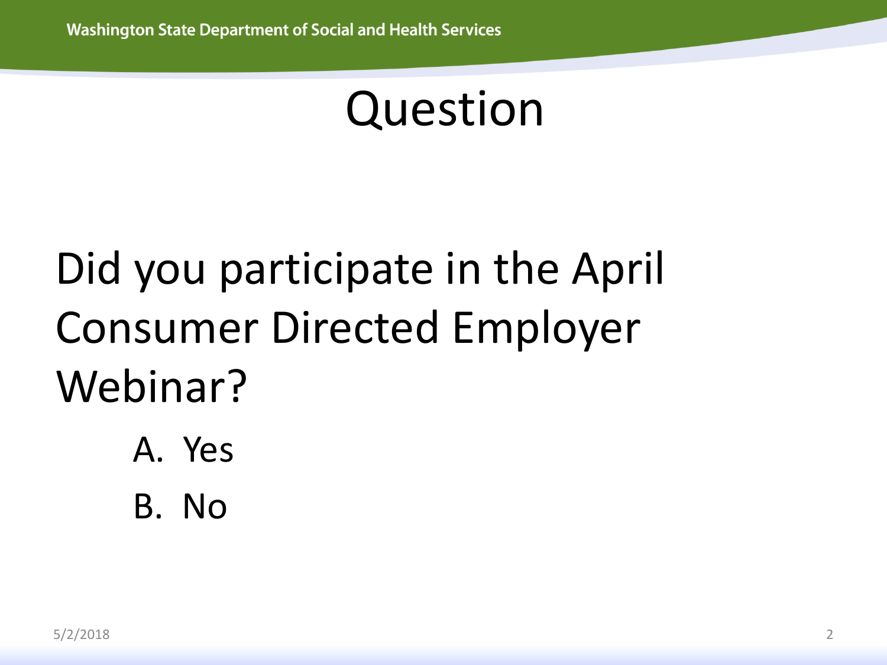# Question

Did you participate in the April Consumer Directed Employer Webinar?

A. Yes

B. No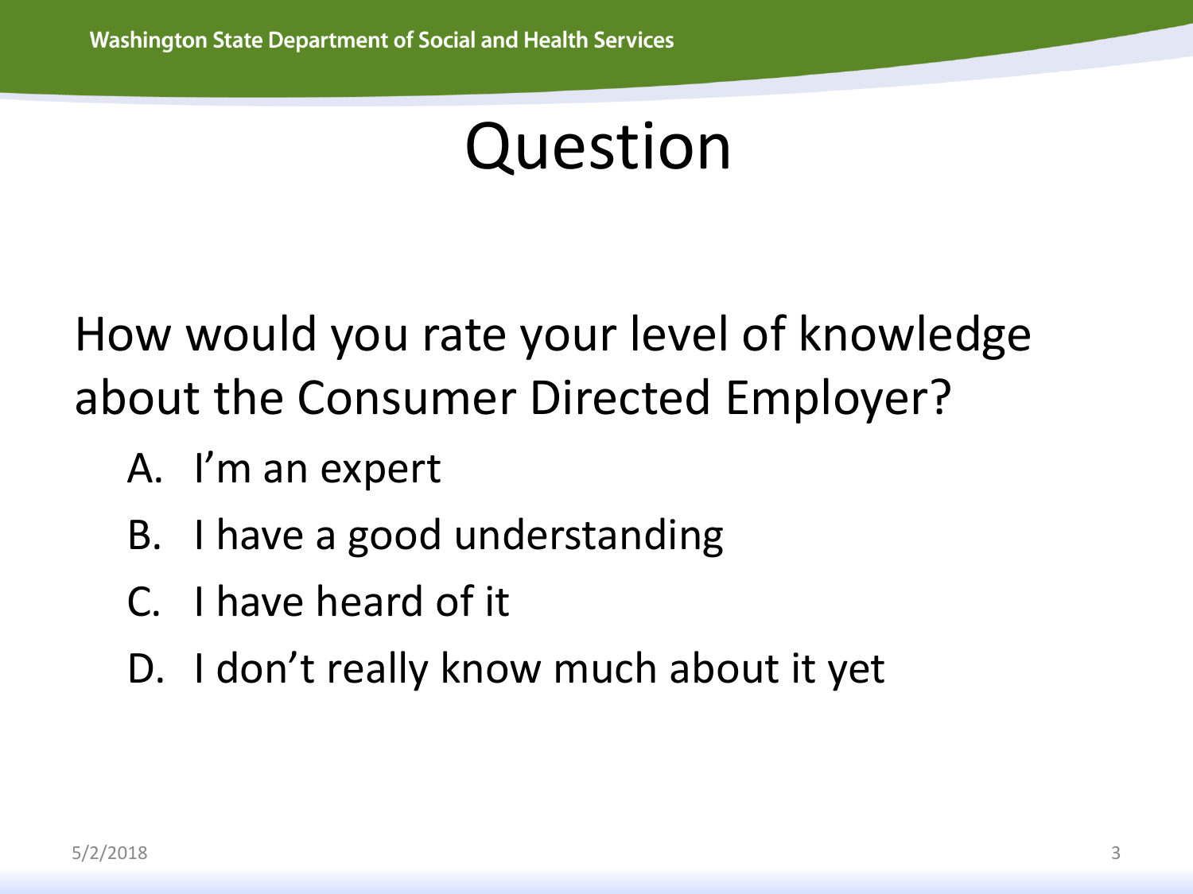# Question

How would you rate your level of knowledge about the Consumer Directed Employer?

A. I'm an expert
B. I have a good understanding
C. I have heard of it
D. I don't really know much about it yet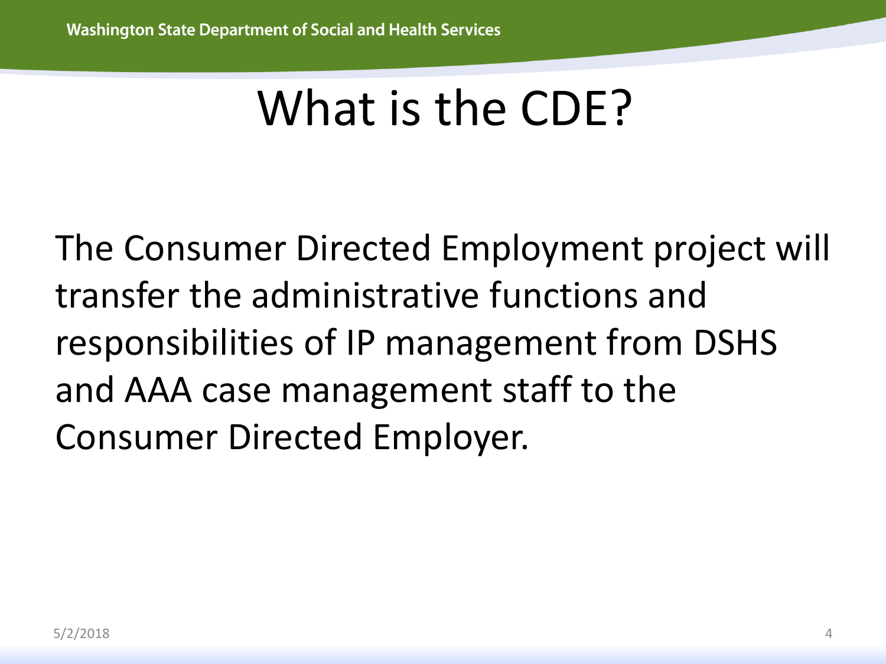# What is the CDE?

The Consumer Directed Employment project will transfer the administrative functions and responsibilities of IP management from DSHS and AAA case management staff to the Consumer Directed Employer.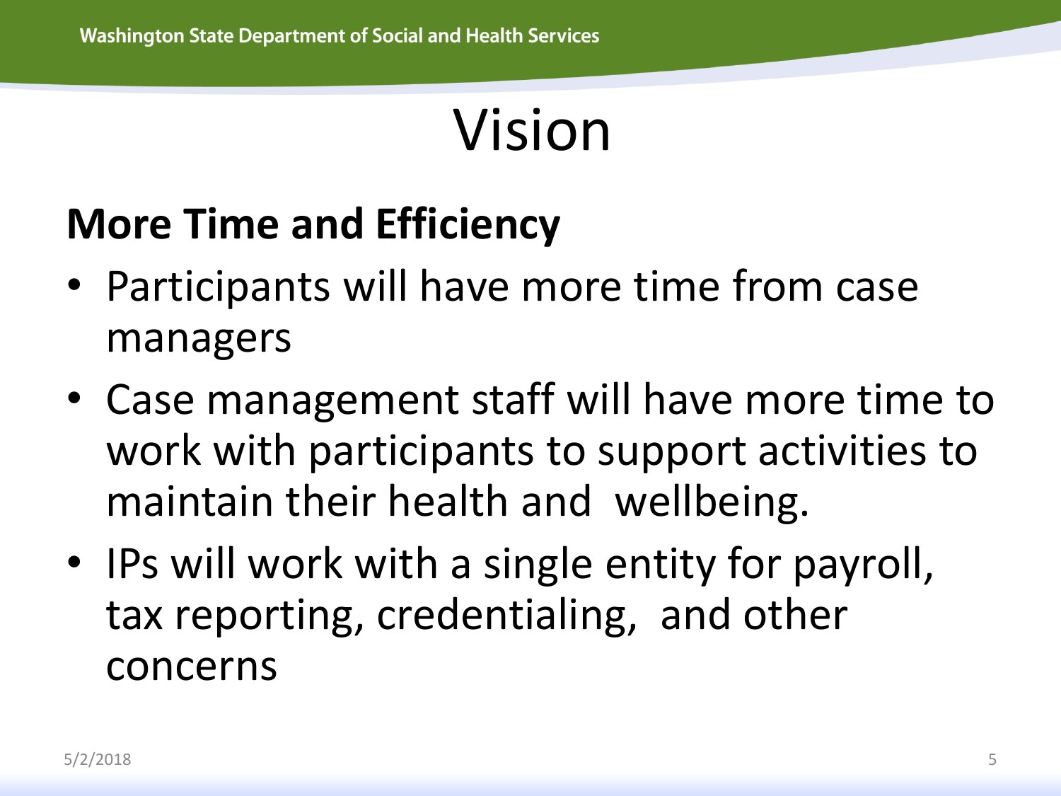# Vision

## More Time and Efficiency

- Participants will have more time from case managers
- Case management staff will have more time to work with participants to support activities to maintain their health and wellbeing.
- IPs will work with a single entity for payroll, tax reporting, credentialing, and other concerns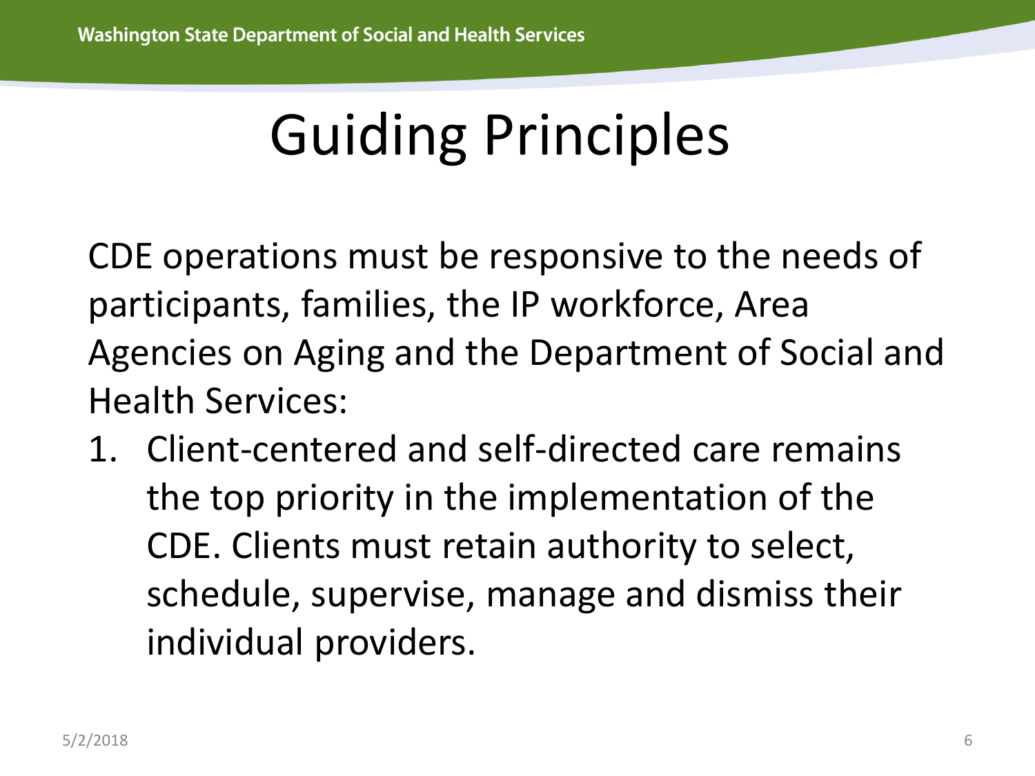# Guiding Principles

CDE operations must be responsive to the needs of participants, families, the IP workforce, Area Agencies on Aging and the Department of Social and Health Services:

1. Client-centered and self-directed care remains the top priority in the implementation of the CDE. Clients must retain authority to select, schedule, supervise, manage and dismiss their individual providers.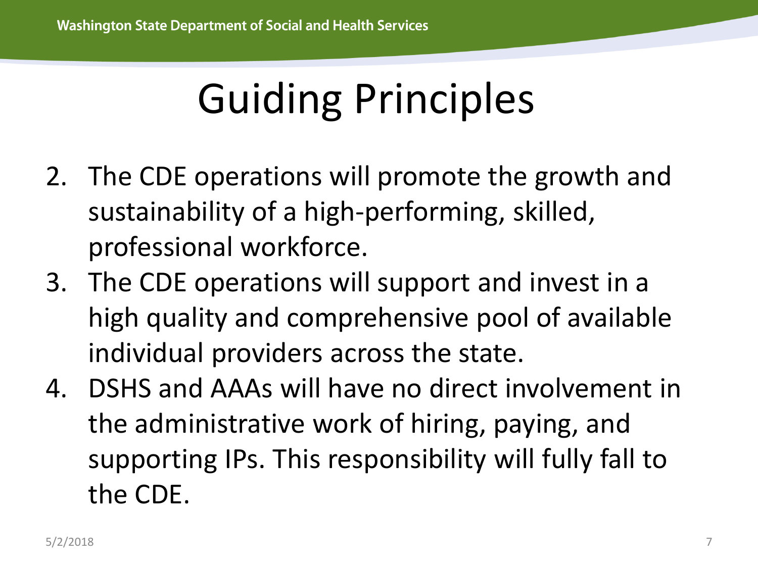# Guiding Principles

2. The CDE operations will promote the growth and sustainability of a high-performing, skilled, professional workforce.
3. The CDE operations will support and invest in a high quality and comprehensive pool of available individual providers across the state.
4. DSHS and AAAs will have no direct involvement in the administrative work of hiring, paying, and supporting IPs. This responsibility will fully fall to the CDE.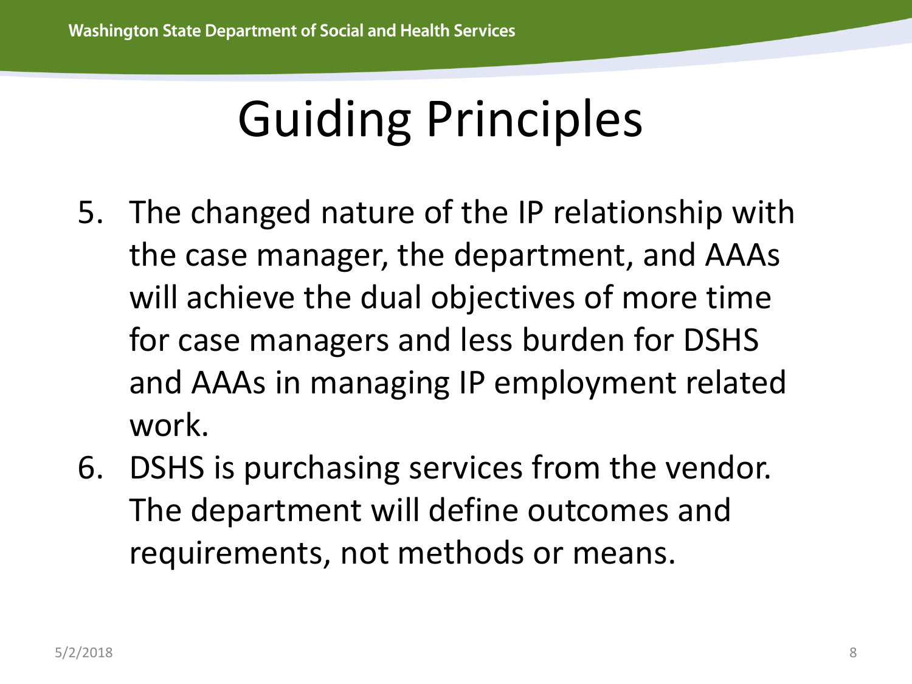# Guiding Principles

5. The changed nature of the IP relationship with the case manager, the department, and AAAs will achieve the dual objectives of more time for case managers and less burden for DSHS and AAAs in managing IP employment related work.
6. DSHS is purchasing services from the vendor. The department will define outcomes and requirements, not methods or means.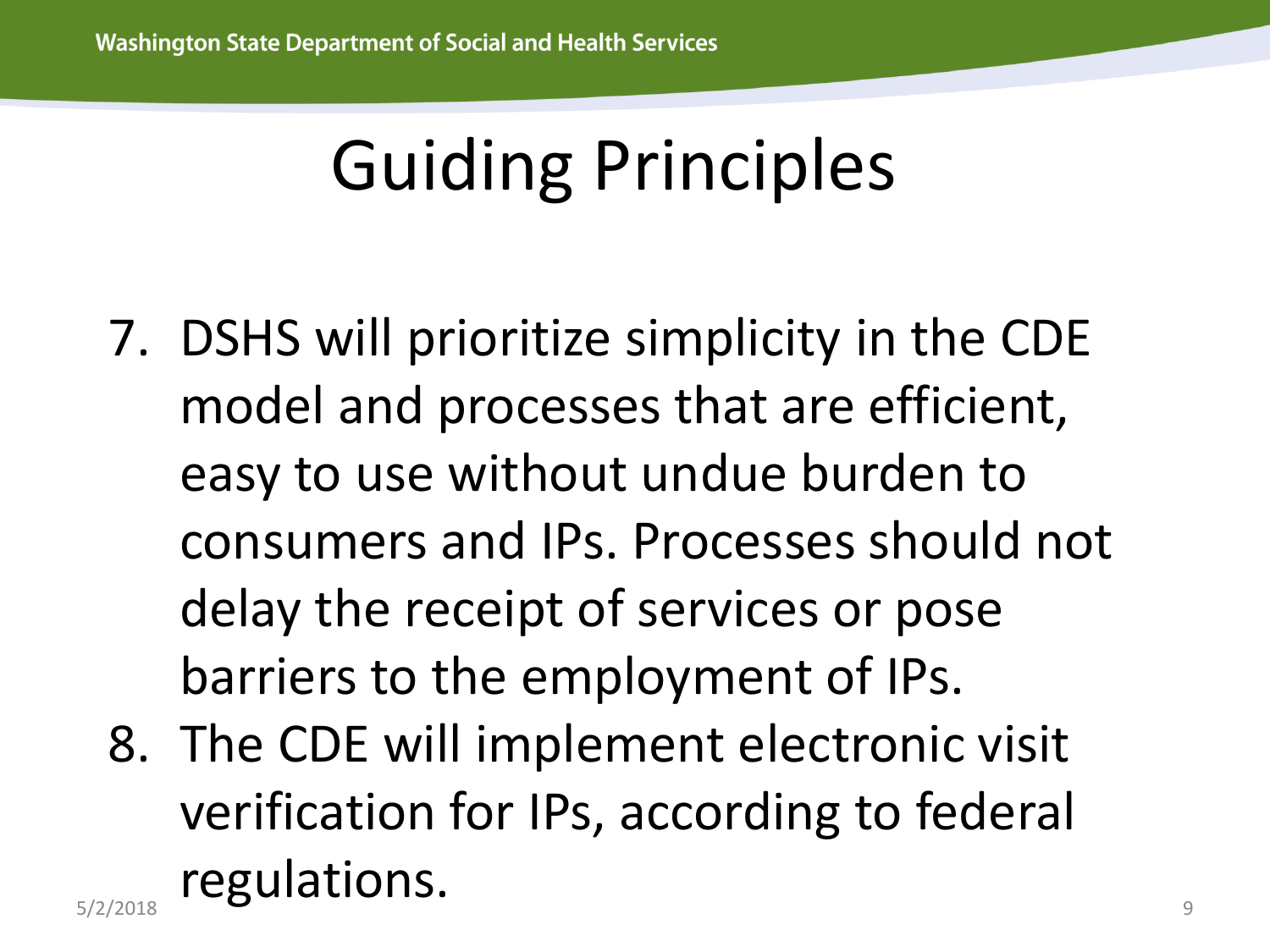# Guiding Principles

7. DSHS will prioritize simplicity in the CDE model and processes that are efficient, easy to use without undue burden to consumers and IPs. Processes should not delay the receipt of services or pose barriers to the employment of IPs.
8. The CDE will implement electronic visit verification for IPs, according to federal regulations.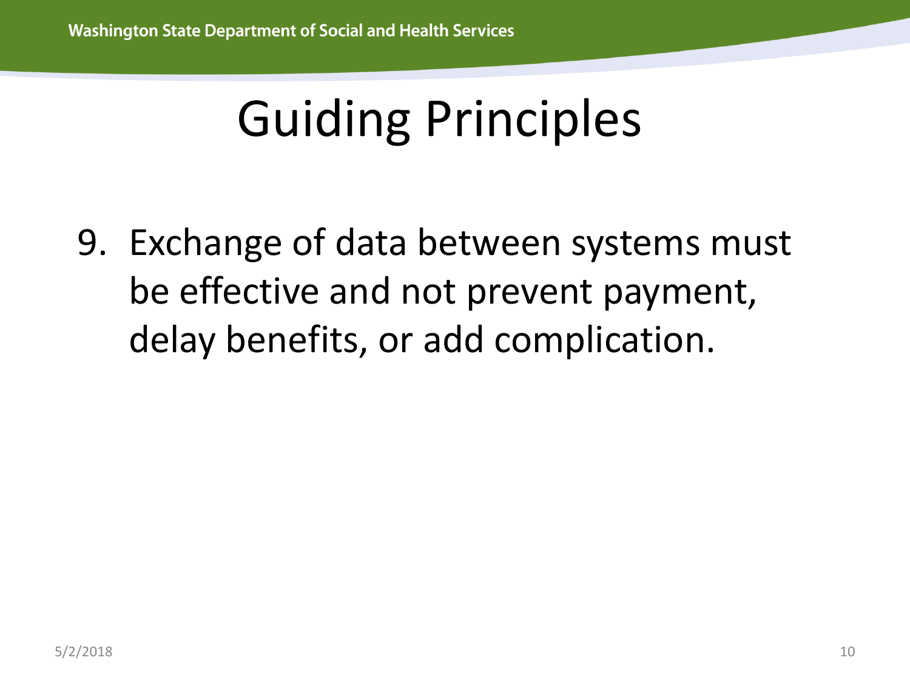# Guiding Principles

9. Exchange of data between systems must be effective and not prevent payment, delay benefits, or add complication.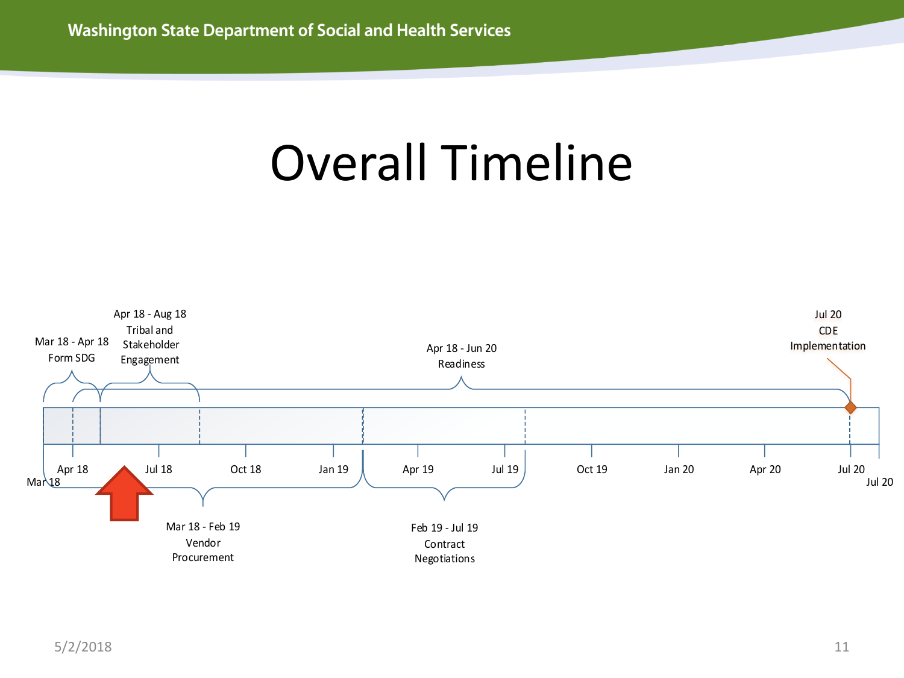# Overall Timeline

- Mar 18 - Apr 18: Form SDG
- Apr 18 - Aug 18: Tribal and Stakeholder Engagement
- Apr 18 - Jun 20: Readiness
- Jul 20: CDE Implementation
- Mar 18 - Feb 19: Vendor Procurement
- Feb 19 - Jul 19: Contract Negotiations

Mar 18 | Apr 18 | Jul 18 | Oct 18 | Jan 19 | Apr 19 | Jul 19 | Oct 19 | Jan 20 | Apr 20 | Jul 20 | Jul 20

5/2/2018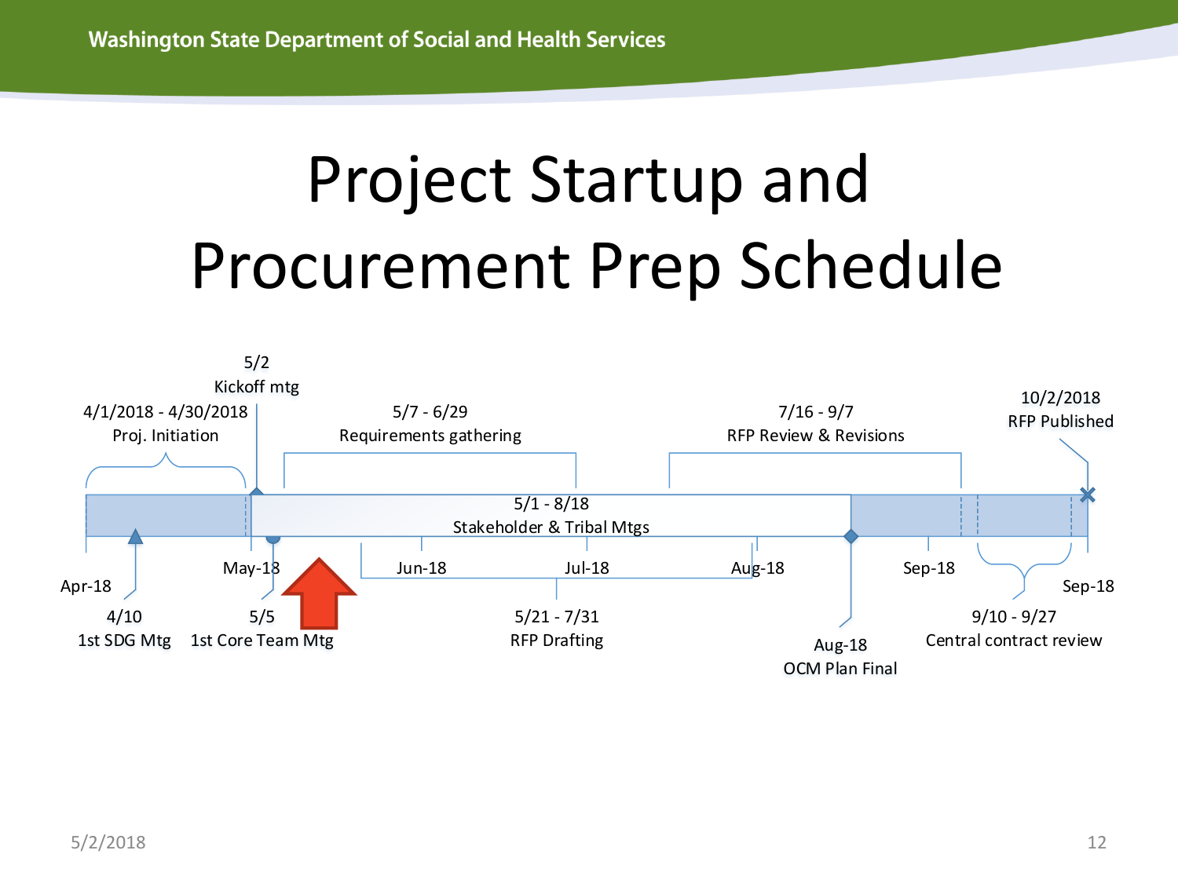# Project Startup and Procurement Prep Schedule

- 4/1/2018 - 4/30/2018 Proj. Initiation
- 4/10 1st SDG Mtg
- 5/2 Kickoff mtg
- 5/5 1st Core Team Mtg
- 5/1 - 8/18 Stakeholder & Tribal Mtgs
- 5/7 - 6/29 Requirements gathering
- 5/21 - 7/31 RFP Drafting
- 7/16 - 9/7 RFP Review & Revisions
- Aug-18 OCM Plan Final
- 9/10 - 9/27 Central contract review
- 10/2/2018 RFP Published

Timeline: Apr-18, May-18, Jun-18, Jul-18, Aug-18, Sep-18, Sep-18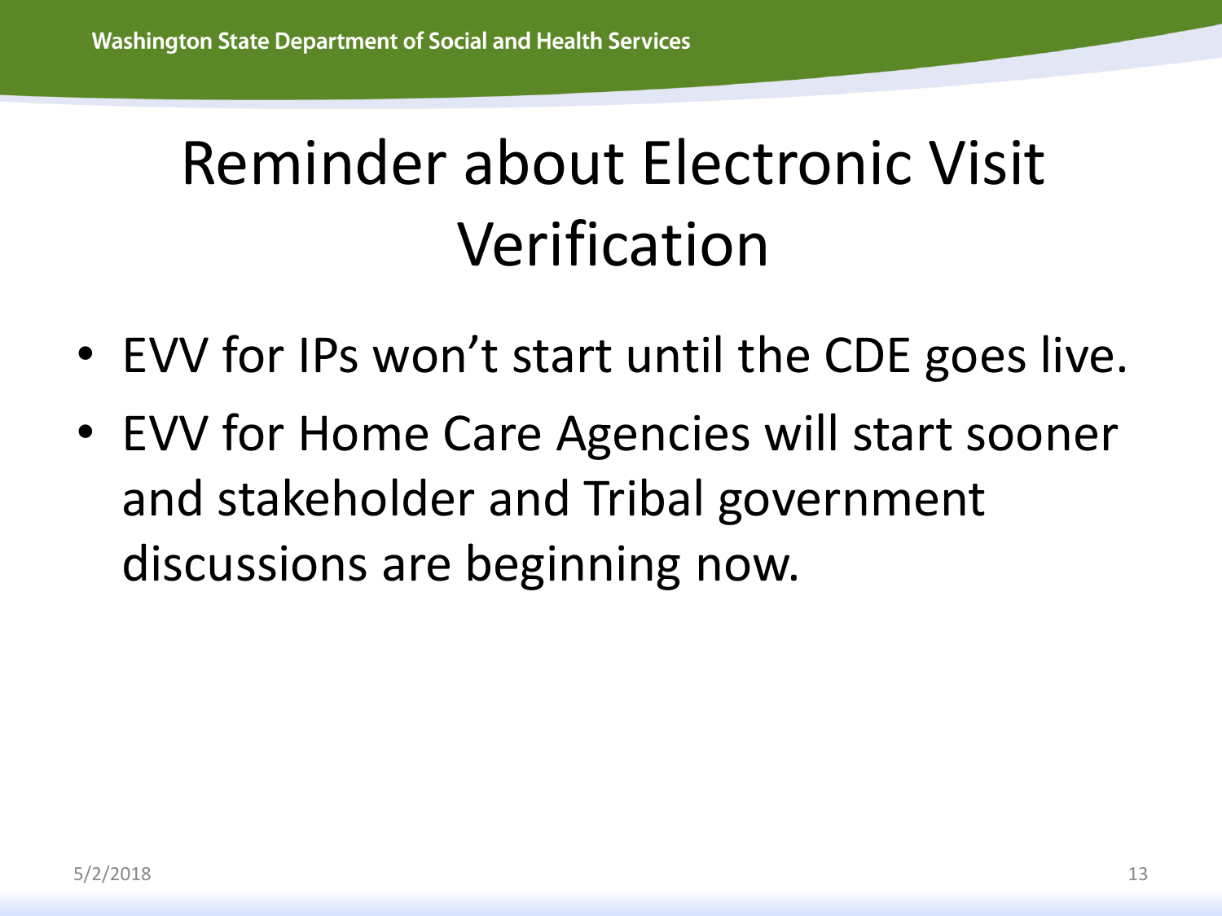# Reminder about Electronic Visit Verification

- EVV for IPs won't start until the CDE goes live.
- EVV for Home Care Agencies will start sooner and stakeholder and Tribal government discussions are beginning now.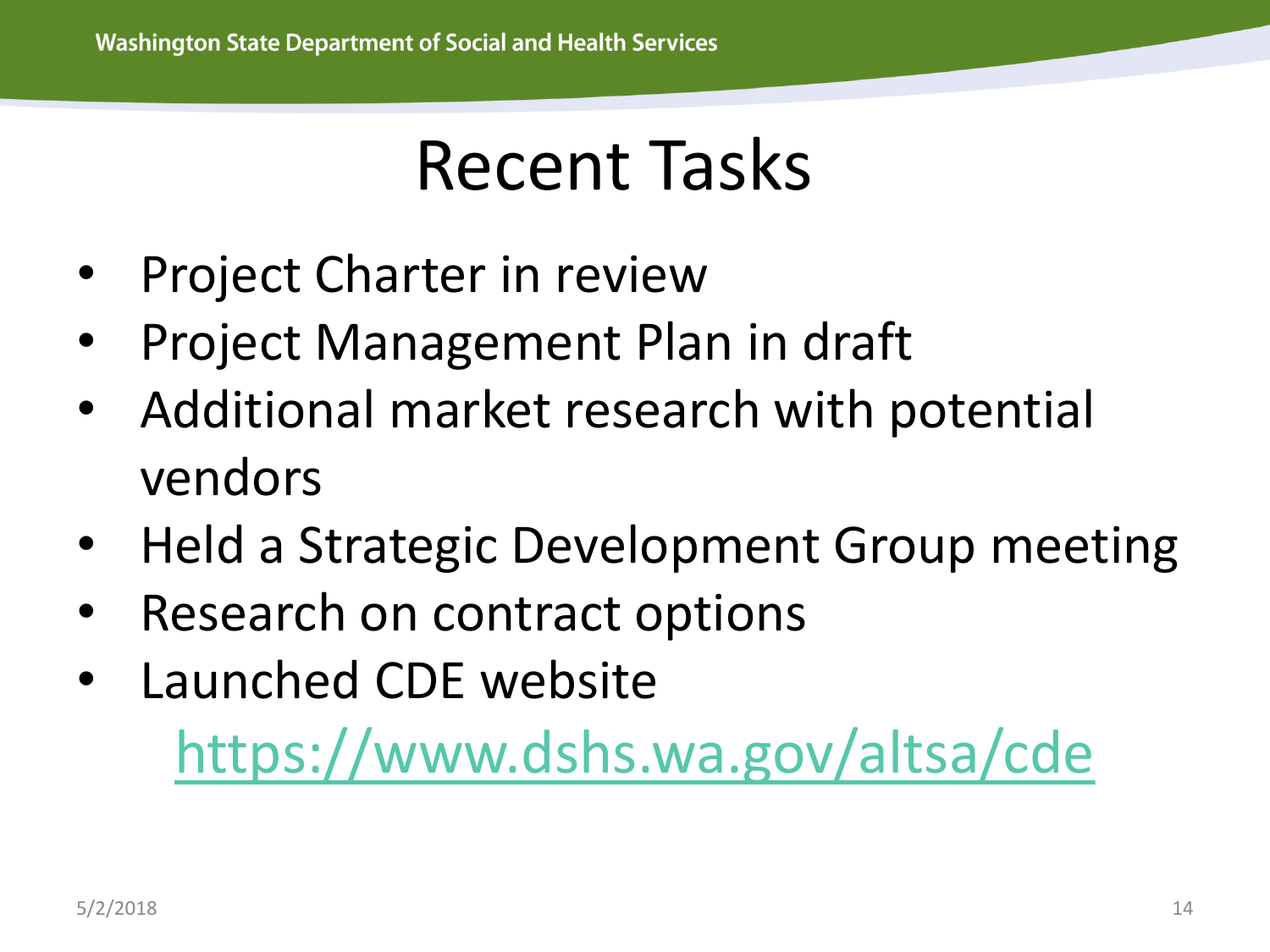# Recent Tasks

- Project Charter in review
- Project Management Plan in draft
- Additional market research with potential vendors
- Held a Strategic Development Group meeting
- Research on contract options
- Launched CDE website

  https://www.dshs.wa.gov/altsa/cde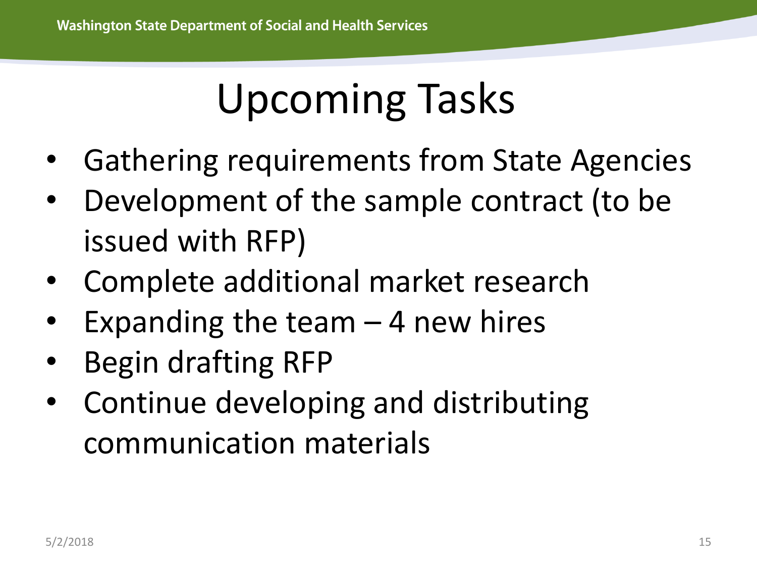# Upcoming Tasks

- Gathering requirements from State Agencies
- Development of the sample contract (to be issued with RFP)
- Complete additional market research
- Expanding the team – 4 new hires
- Begin drafting RFP
- Continue developing and distributing communication materials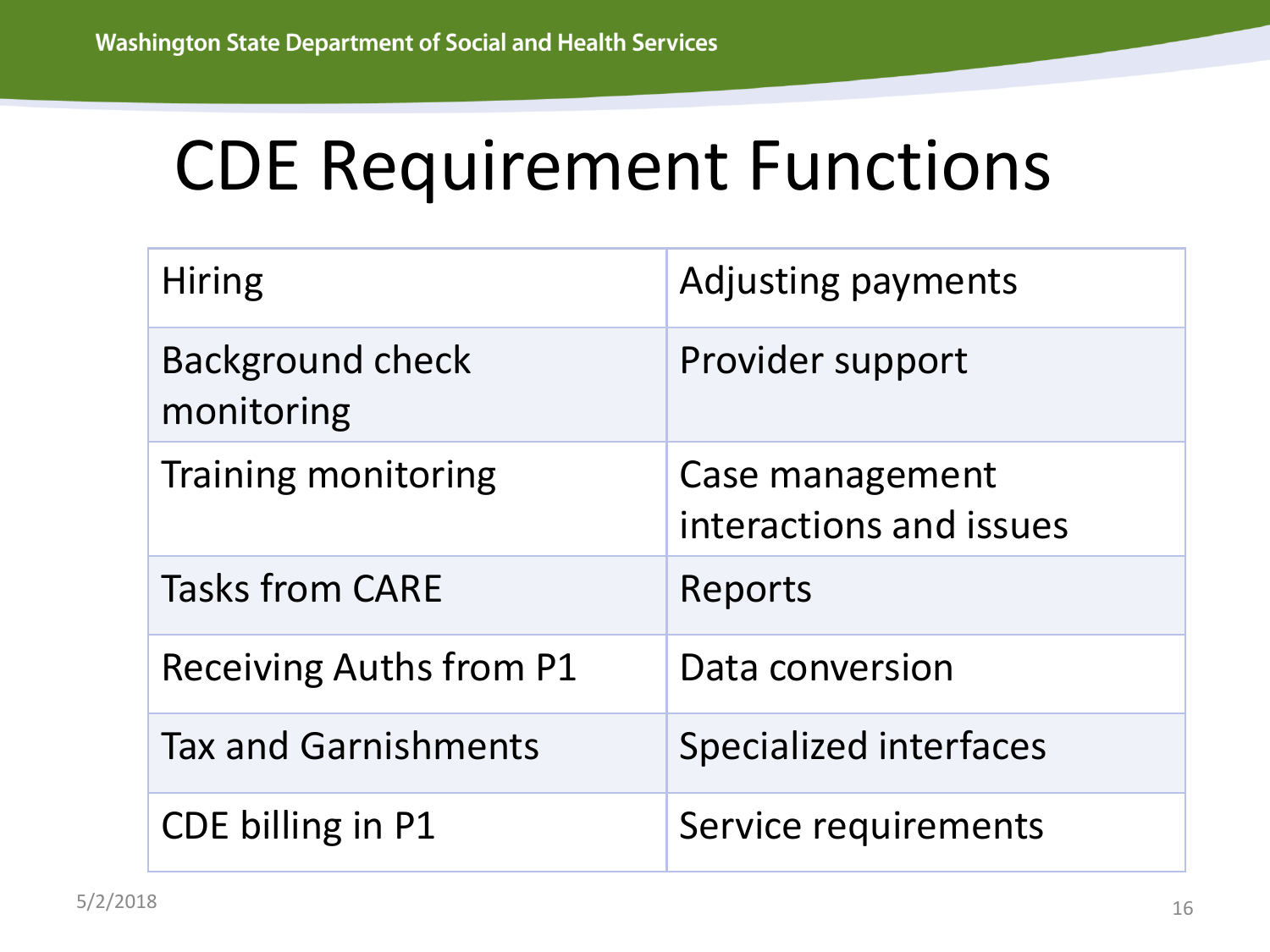# CDE Requirement Functions

| | |
|---|---|
| Hiring | Adjusting payments |
| Background check monitoring | Provider support |
| Training monitoring | Case management interactions and issues |
| Tasks from CARE | Reports |
| Receiving Auths from P1 | Data conversion |
| Tax and Garnishments | Specialized interfaces |
| CDE billing in P1 | Service requirements |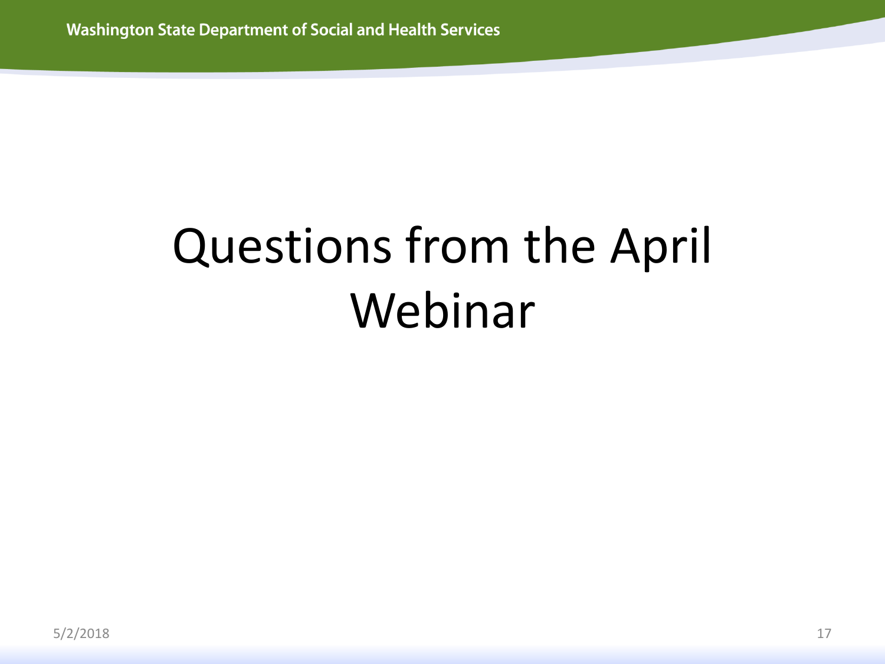# Questions from the April Webinar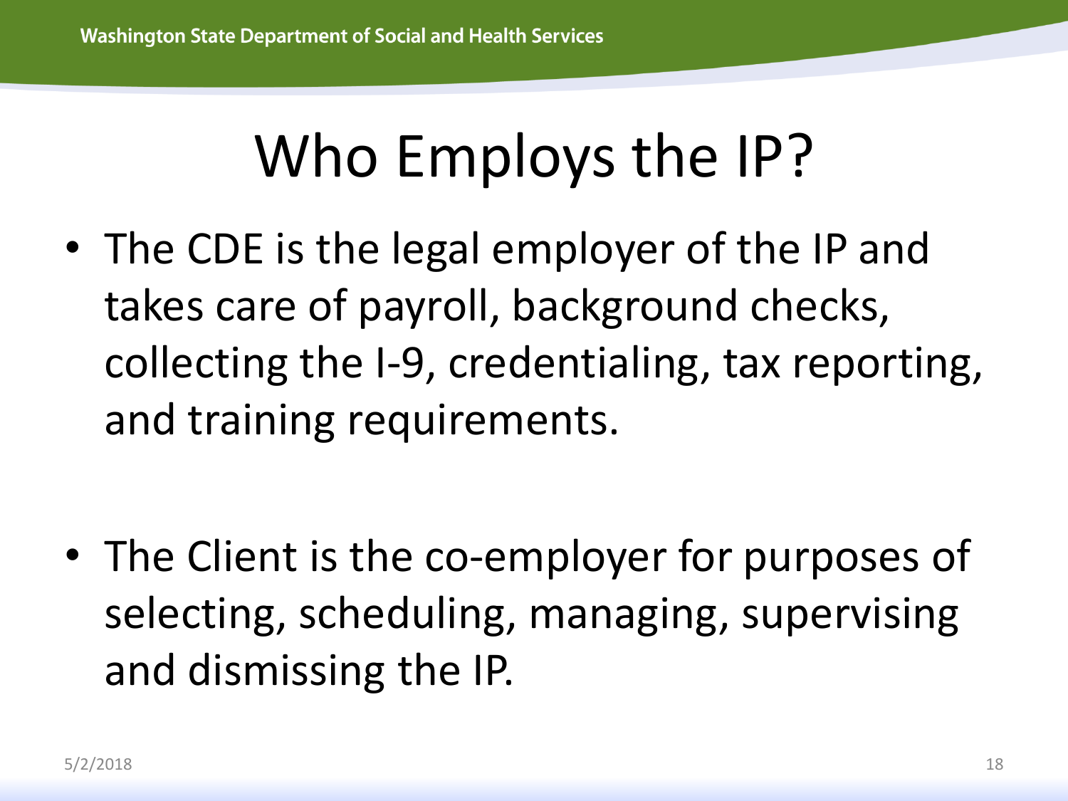# Who Employs the IP?

- The CDE is the legal employer of the IP and takes care of payroll, background checks, collecting the I-9, credentialing, tax reporting, and training requirements.

- The Client is the co-employer for purposes of selecting, scheduling, managing, supervising and dismissing the IP.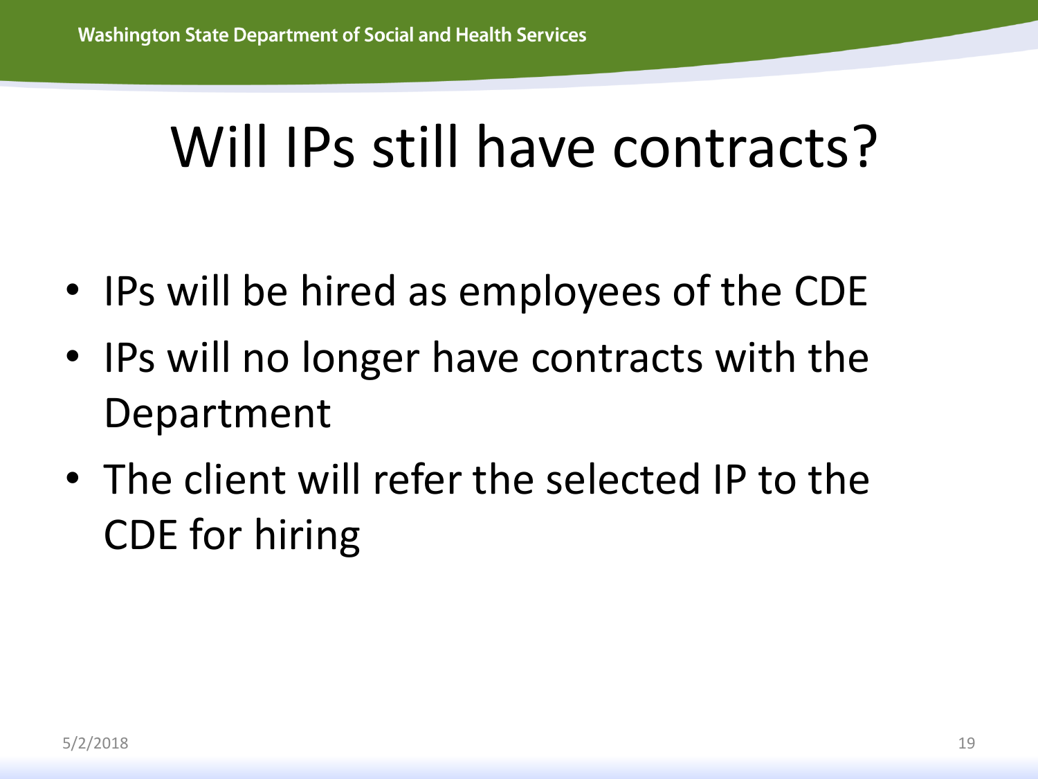# Will IPs still have contracts?

- IPs will be hired as employees of the CDE
- IPs will no longer have contracts with the Department
- The client will refer the selected IP to the CDE for hiring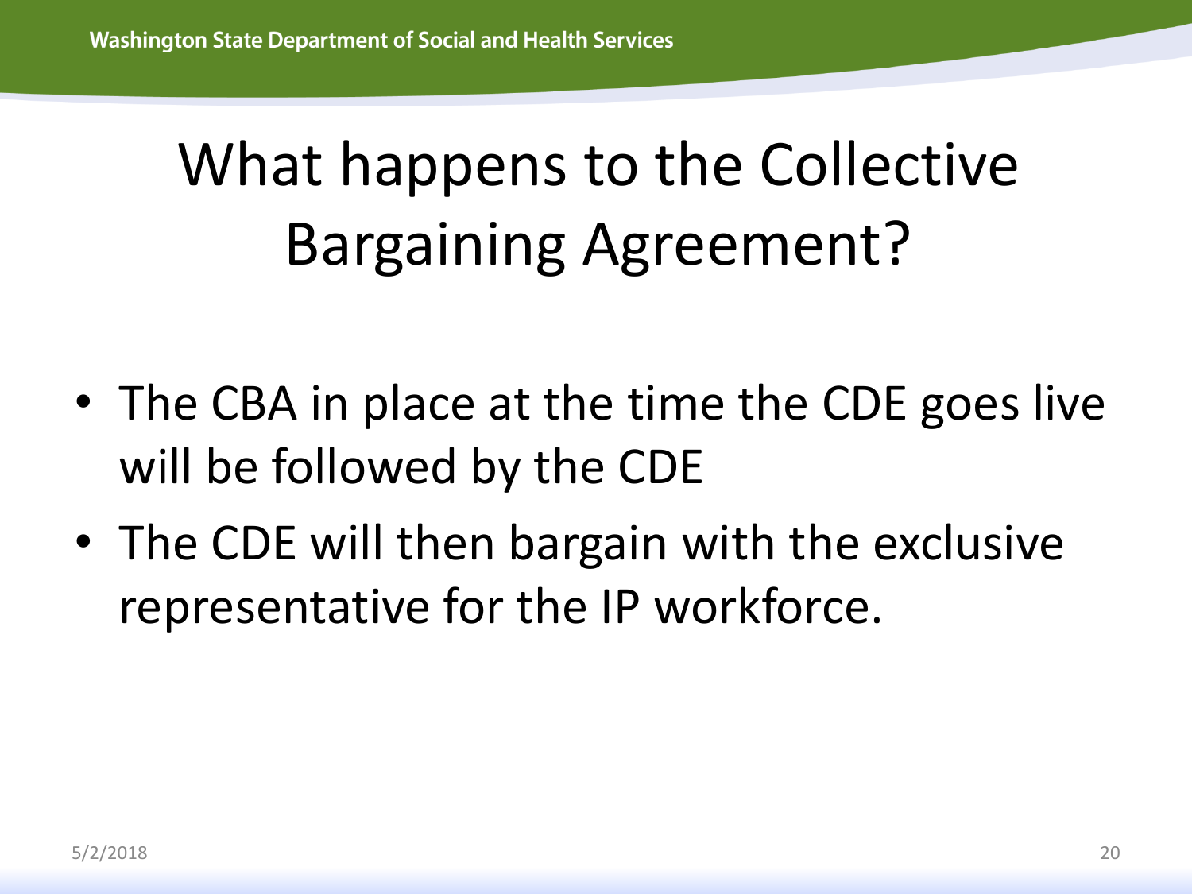# What happens to the Collective Bargaining Agreement?

- The CBA in place at the time the CDE goes live will be followed by the CDE
- The CDE will then bargain with the exclusive representative for the IP workforce.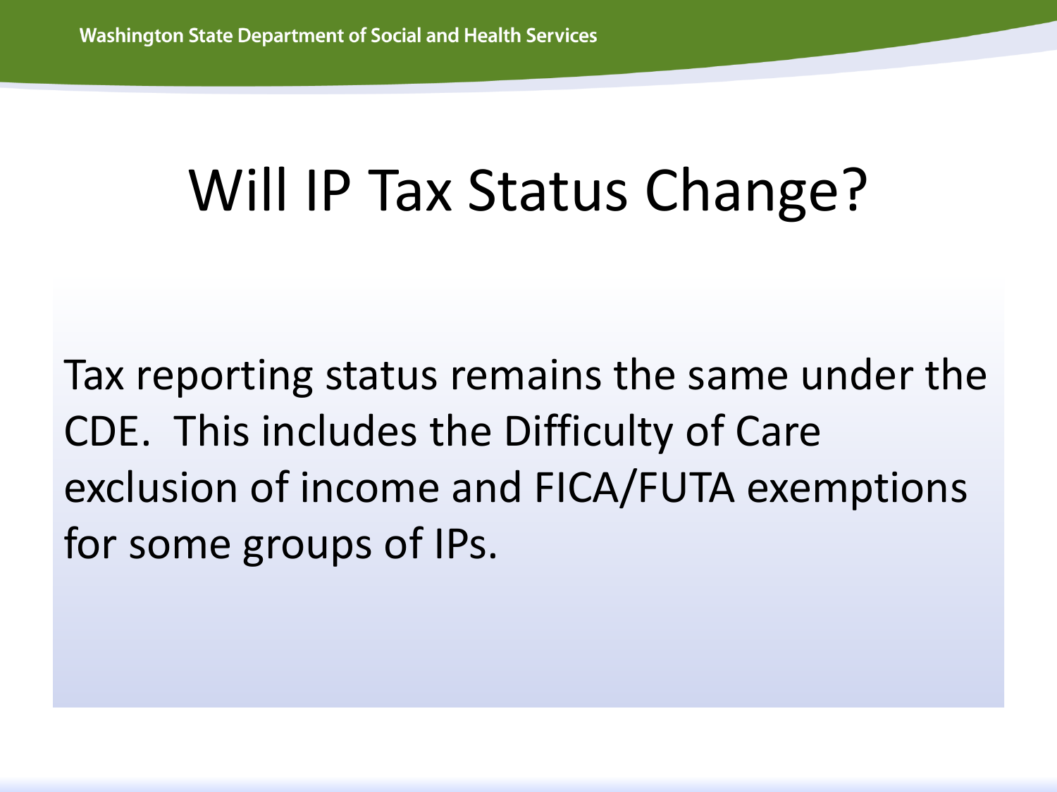# Will IP Tax Status Change?

Tax reporting status remains the same under the CDE. This includes the Difficulty of Care exclusion of income and FICA/FUTA exemptions for some groups of IPs.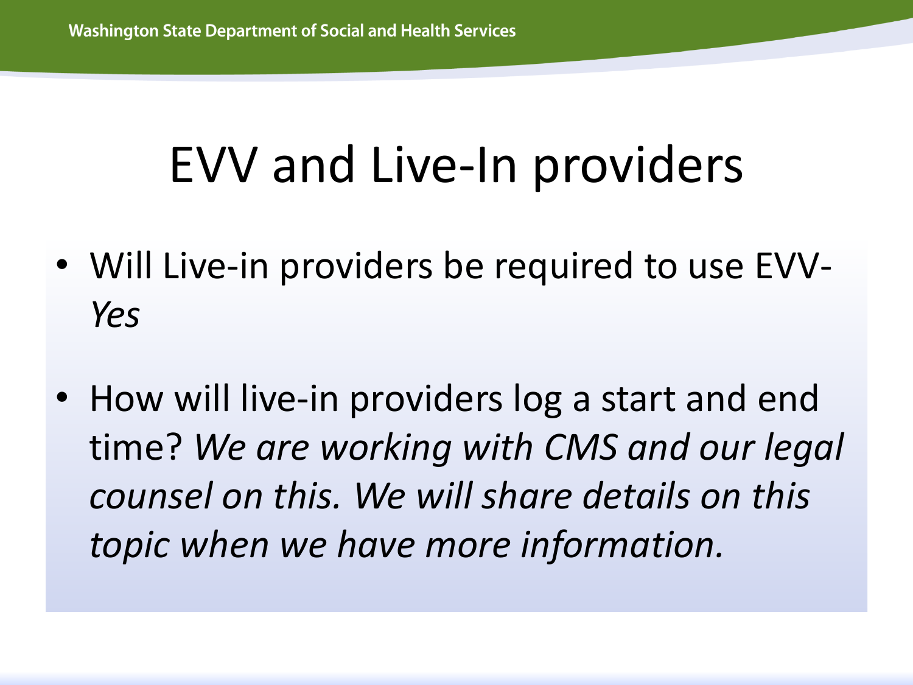# EVV and Live-In providers

- Will Live-in providers be required to use EVV- *Yes*
- How will live-in providers log a start and end time? *We are working with CMS and our legal counsel on this. We will share details on this topic when we have more information.*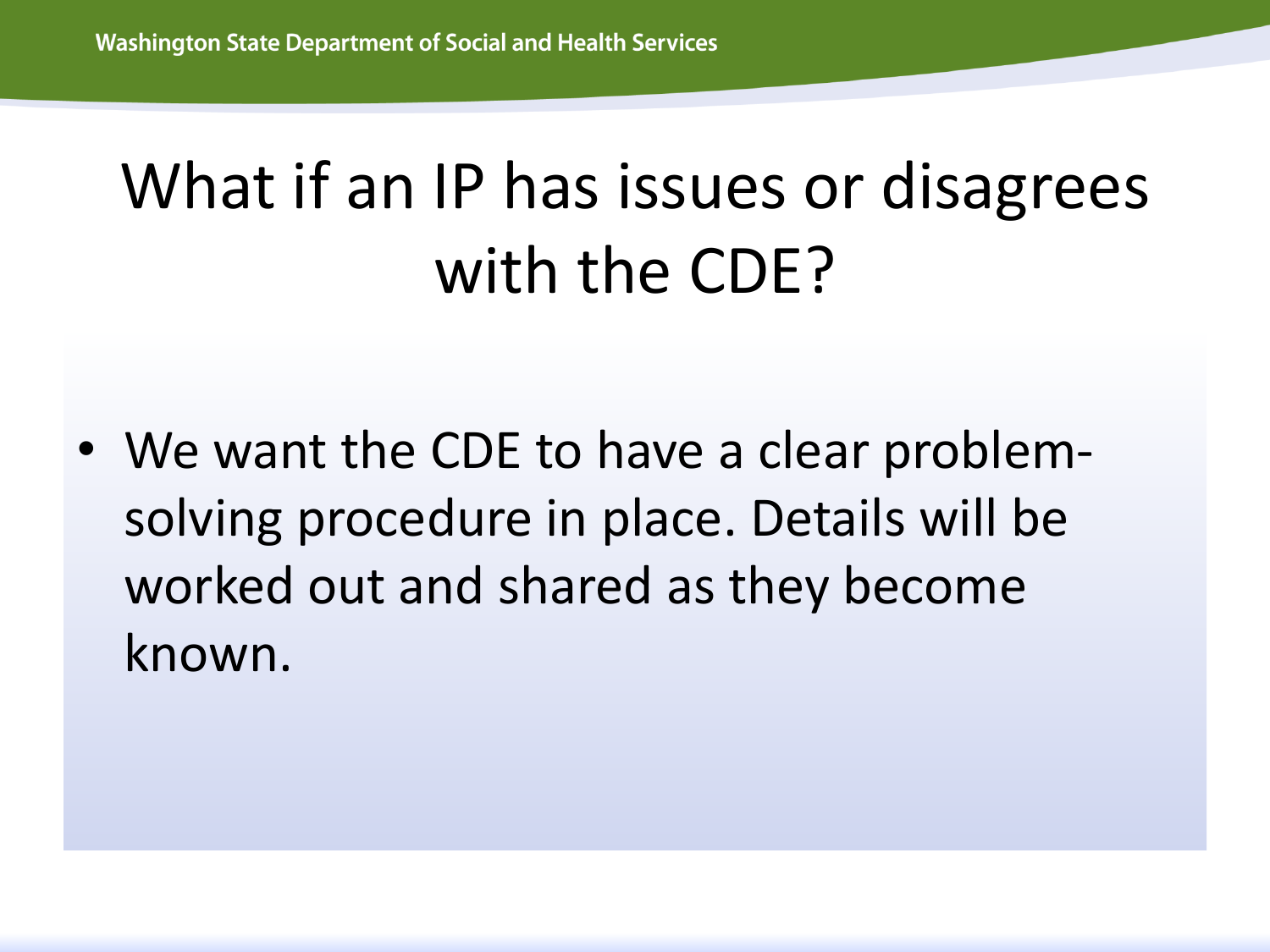# What if an IP has issues or disagrees with the CDE?

- We want the CDE to have a clear problem-solving procedure in place. Details will be worked out and shared as they become known.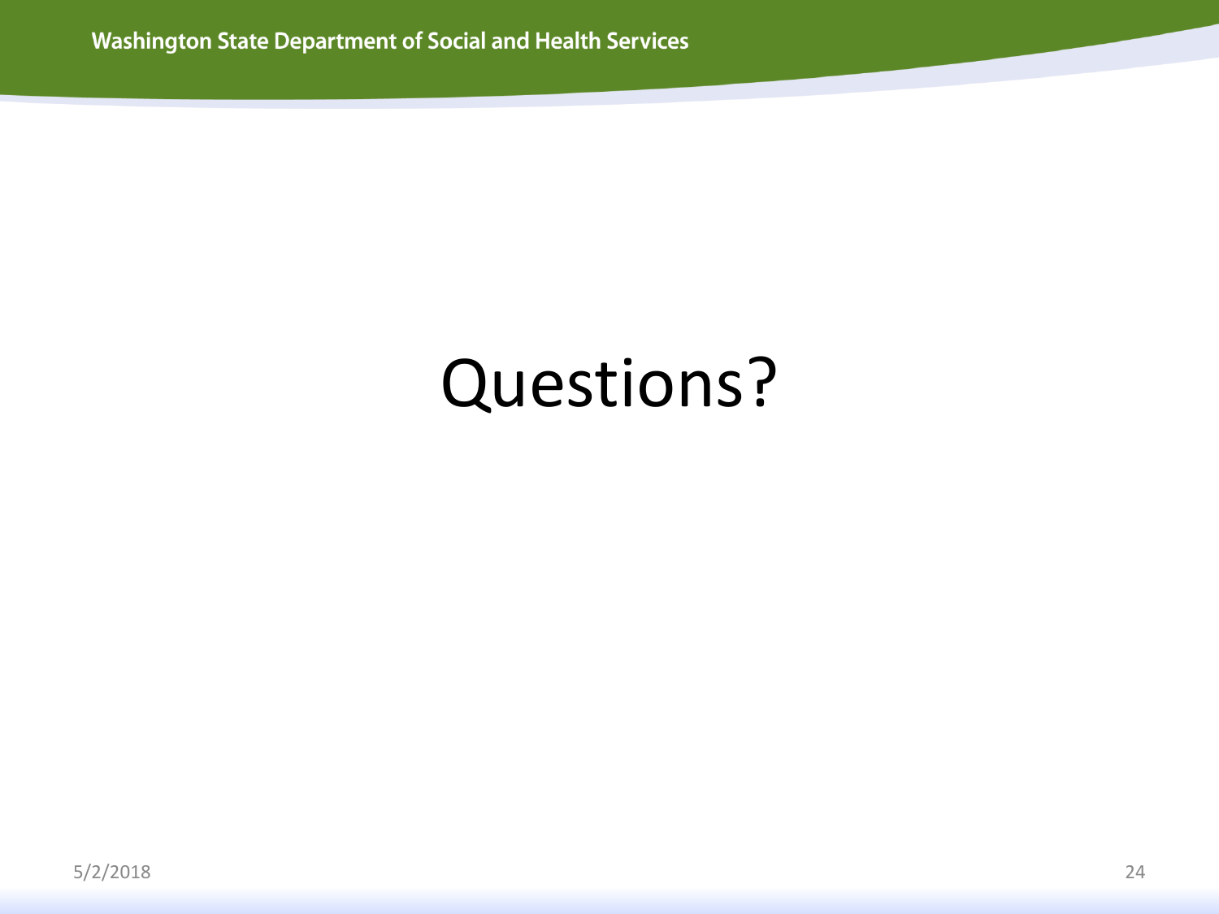# Questions?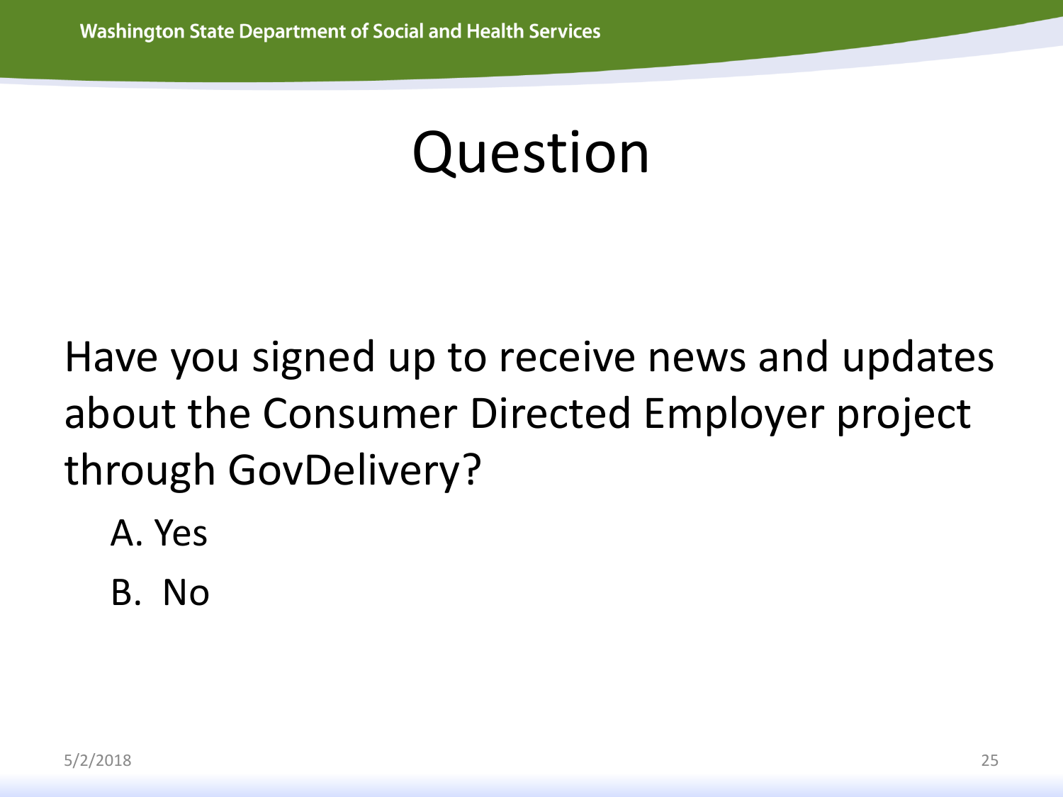# Question

Have you signed up to receive news and updates about the Consumer Directed Employer project through GovDelivery?

A. Yes

B. No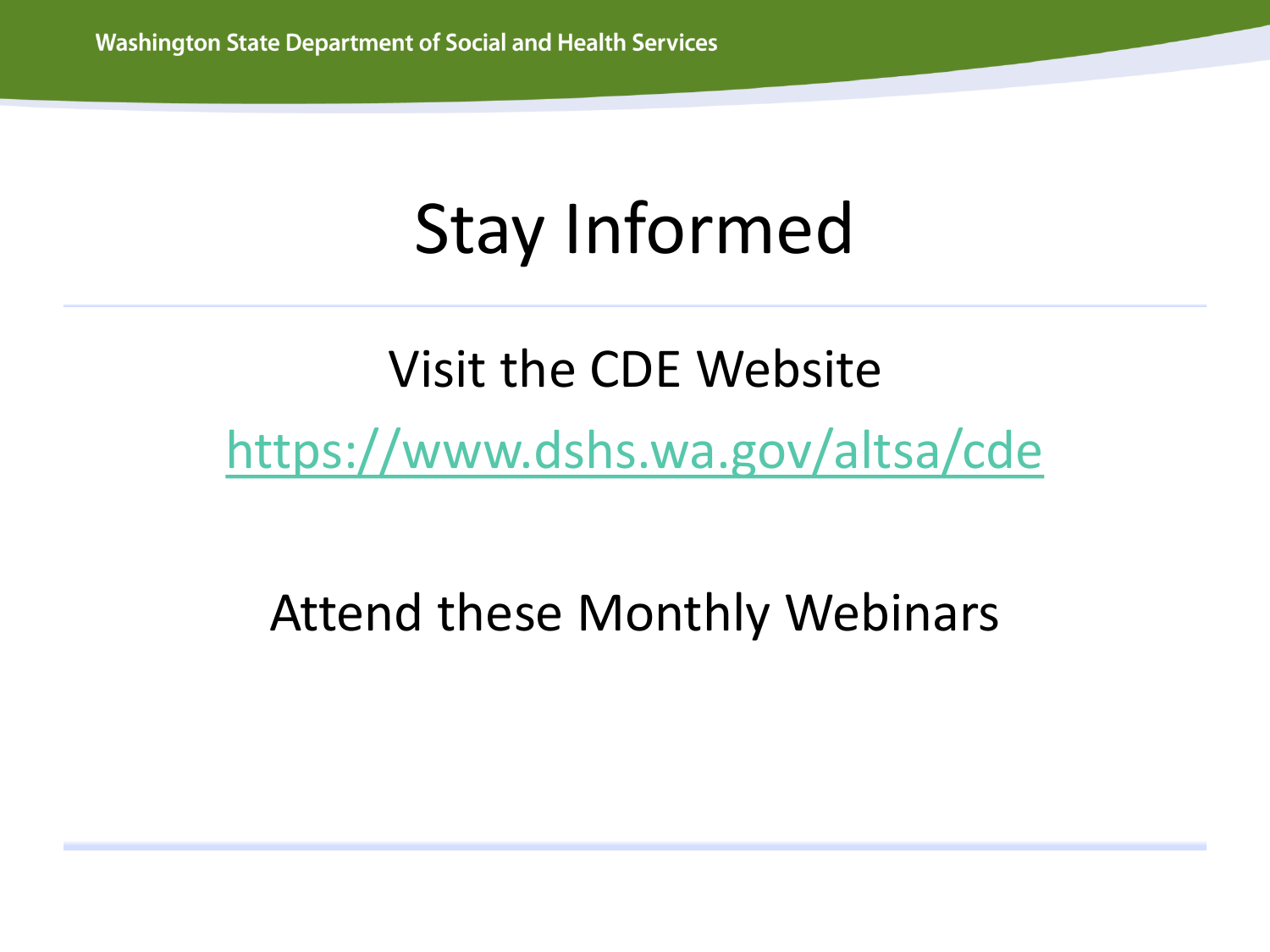# Stay Informed

Visit the CDE Website

https://www.dshs.wa.gov/altsa/cde

Attend these Monthly Webinars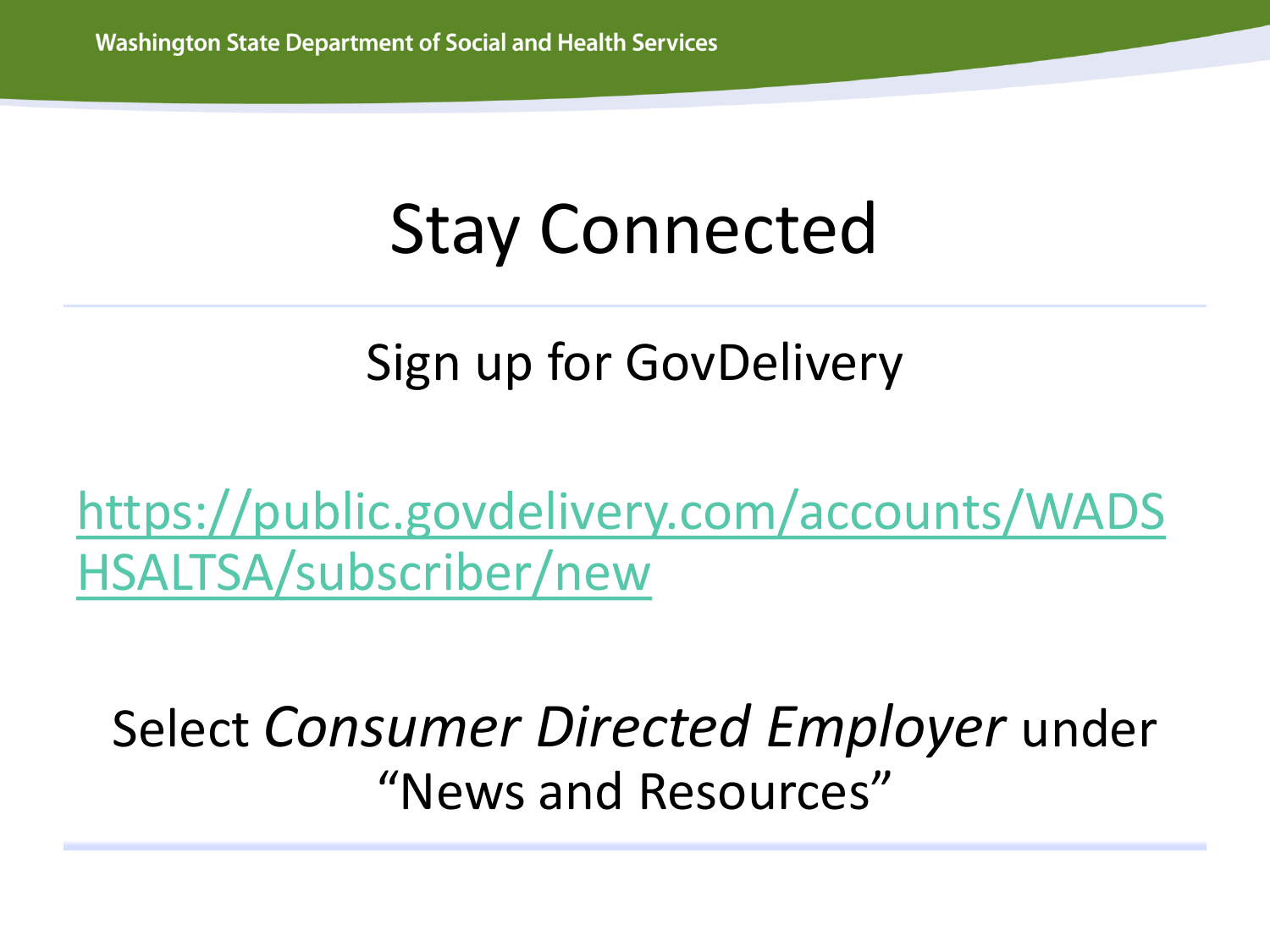# Stay Connected

Sign up for GovDelivery

https://public.govdelivery.com/accounts/WADSHSALTSA/subscriber/new

Select *Consumer Directed Employer* under "News and Resources"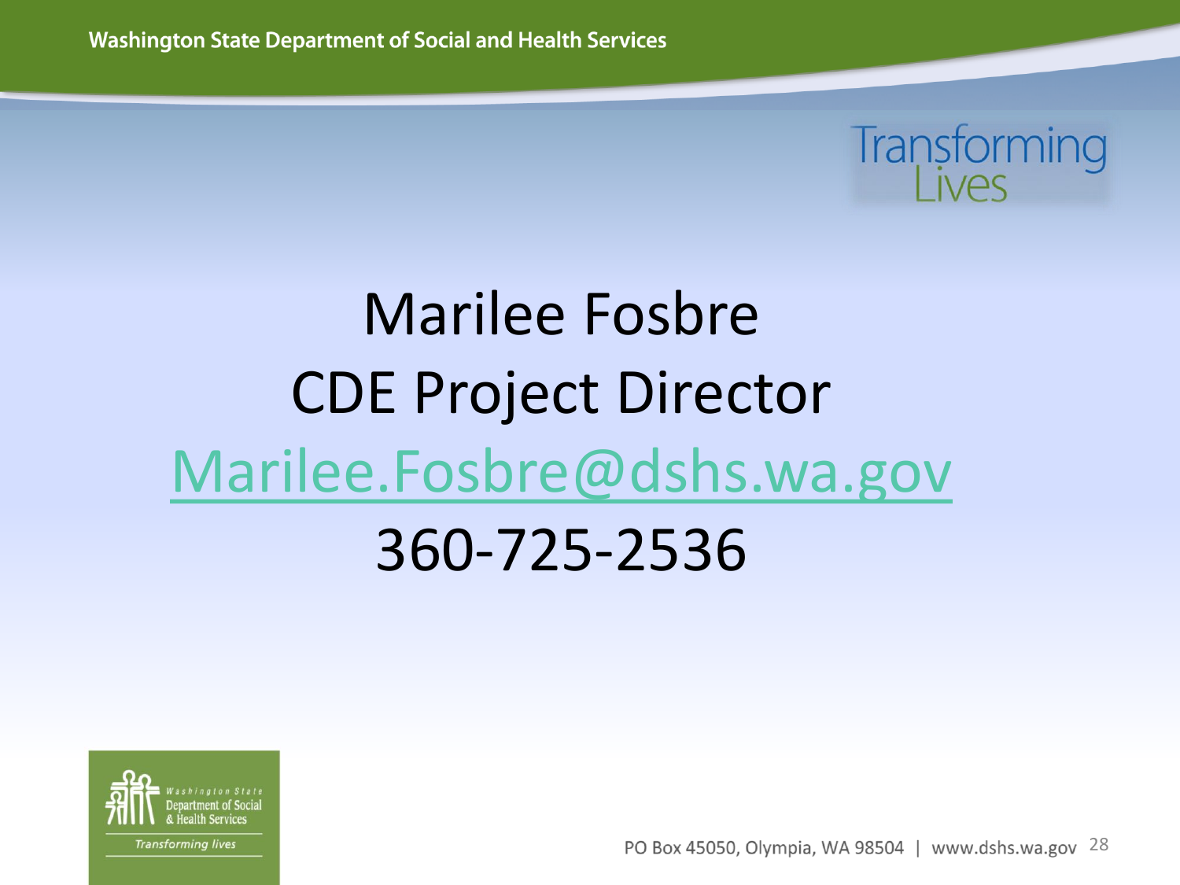Marilee Fosbre

CDE Project Director

Marilee.Fosbre@dshs.wa.gov

360-725-2536